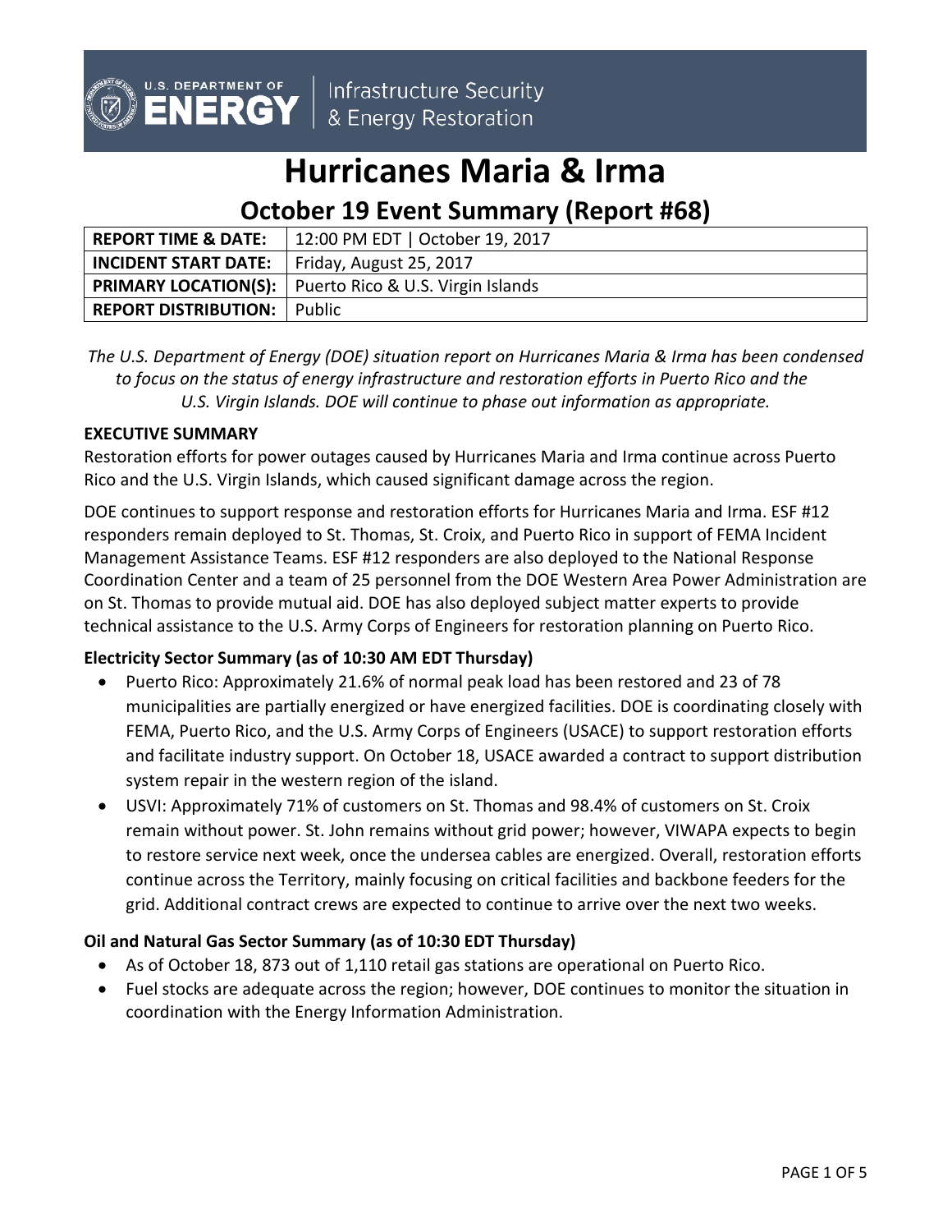U.S. DEPARTMENT OF ENERGY | Infrastructure Security & Energy Restoration

# Hurricanes Maria & Irma

## October 19 Event Summary (Report #68)

| | |
|---|---|
| **REPORT TIME & DATE:** | 12:00 PM EDT \| October 19, 2017 |
| **INCIDENT START DATE:** | Friday, August 25, 2017 |
| **PRIMARY LOCATION(S):** | Puerto Rico & U.S. Virgin Islands |
| **REPORT DISTRIBUTION:** | Public |

*The U.S. Department of Energy (DOE) situation report on Hurricanes Maria & Irma has been condensed to focus on the status of energy infrastructure and restoration efforts in Puerto Rico and the U.S. Virgin Islands. DOE will continue to phase out information as appropriate.*

**EXECUTIVE SUMMARY**

Restoration efforts for power outages caused by Hurricanes Maria and Irma continue across Puerto Rico and the U.S. Virgin Islands, which caused significant damage across the region.

DOE continues to support response and restoration efforts for Hurricanes Maria and Irma. ESF #12 responders remain deployed to St. Thomas, St. Croix, and Puerto Rico in support of FEMA Incident Management Assistance Teams. ESF #12 responders are also deployed to the National Response Coordination Center and a team of 25 personnel from the DOE Western Area Power Administration are on St. Thomas to provide mutual aid. DOE has also deployed subject matter experts to provide technical assistance to the U.S. Army Corps of Engineers for restoration planning on Puerto Rico.

**Electricity Sector Summary (as of 10:30 AM EDT Thursday)**

- Puerto Rico: Approximately 21.6% of normal peak load has been restored and 23 of 78 municipalities are partially energized or have energized facilities. DOE is coordinating closely with FEMA, Puerto Rico, and the U.S. Army Corps of Engineers (USACE) to support restoration efforts and facilitate industry support. On October 18, USACE awarded a contract to support distribution system repair in the western region of the island.
- USVI: Approximately 71% of customers on St. Thomas and 98.4% of customers on St. Croix remain without power. St. John remains without grid power; however, VIWAPA expects to begin to restore service next week, once the undersea cables are energized. Overall, restoration efforts continue across the Territory, mainly focusing on critical facilities and backbone feeders for the grid. Additional contract crews are expected to continue to arrive over the next two weeks.

**Oil and Natural Gas Sector Summary (as of 10:30 EDT Thursday)**

- As of October 18, 873 out of 1,110 retail gas stations are operational on Puerto Rico.
- Fuel stocks are adequate across the region; however, DOE continues to monitor the situation in coordination with the Energy Information Administration.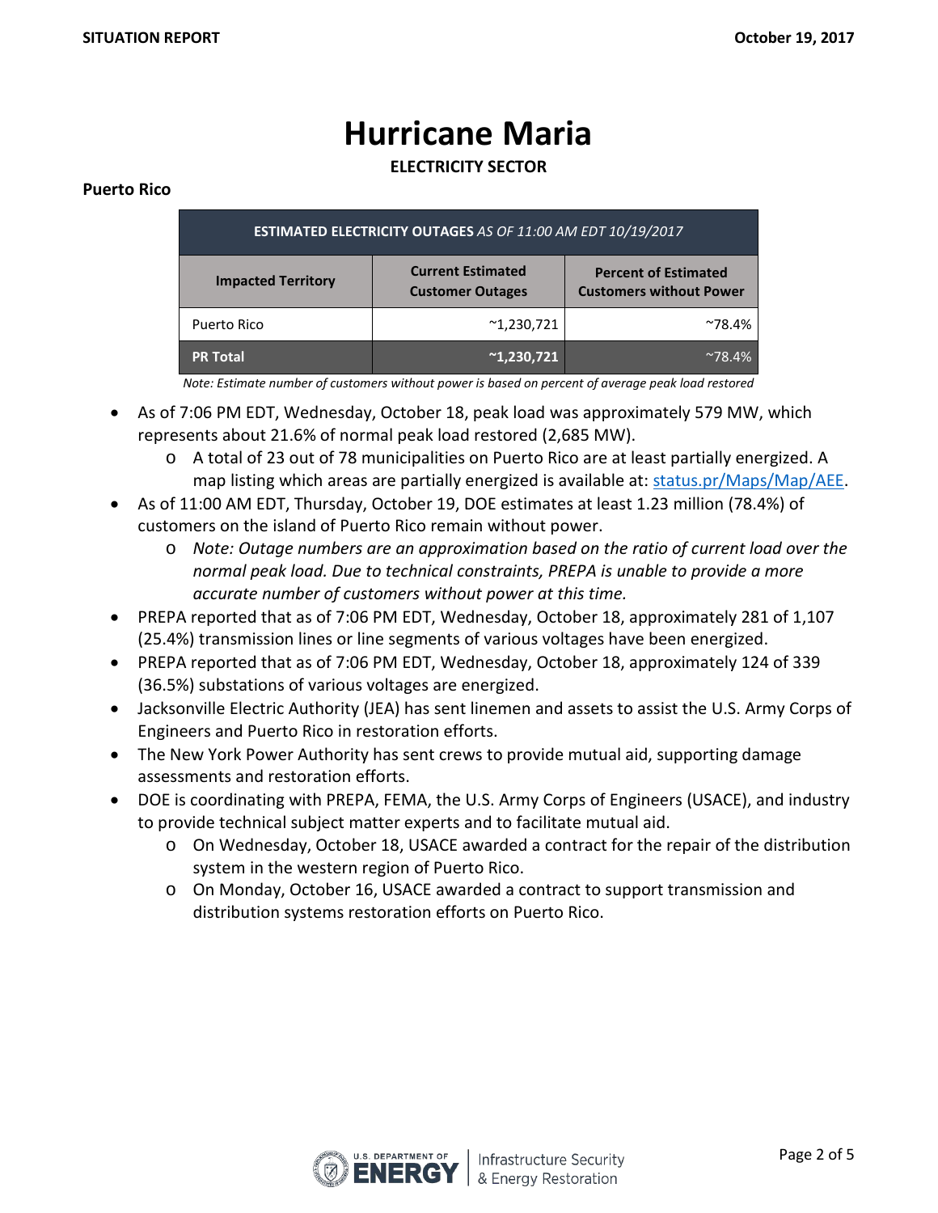# Hurricane Maria

**ELECTRICITY SECTOR**

**Puerto Rico**

| **ESTIMATED ELECTRICITY OUTAGES** *AS OF 11:00 AM EDT 10/19/2017* | | |
|---|---|---|
| **Impacted Territory** | **Current Estimated Customer Outages** | **Percent of Estimated Customers without Power** |
| Puerto Rico | ~1,230,721 | ~78.4% |
| **PR Total** | **~1,230,721** | ~78.4% |

*Note: Estimate number of customers without power is based on percent of average peak load restored*

- As of 7:06 PM EDT, Wednesday, October 18, peak load was approximately 579 MW, which represents about 21.6% of normal peak load restored (2,685 MW).
  - A total of 23 out of 78 municipalities on Puerto Rico are at least partially energized. A map listing which areas are partially energized is available at: [status.pr/Maps/Map/AEE](status.pr/Maps/Map/AEE).
- As of 11:00 AM EDT, Thursday, October 19, DOE estimates at least 1.23 million (78.4%) of customers on the island of Puerto Rico remain without power.
  - *Note: Outage numbers are an approximation based on the ratio of current load over the normal peak load. Due to technical constraints, PREPA is unable to provide a more accurate number of customers without power at this time.*
- PREPA reported that as of 7:06 PM EDT, Wednesday, October 18, approximately 281 of 1,107 (25.4%) transmission lines or line segments of various voltages have been energized.
- PREPA reported that as of 7:06 PM EDT, Wednesday, October 18, approximately 124 of 339 (36.5%) substations of various voltages are energized.
- Jacksonville Electric Authority (JEA) has sent linemen and assets to assist the U.S. Army Corps of Engineers and Puerto Rico in restoration efforts.
- The New York Power Authority has sent crews to provide mutual aid, supporting damage assessments and restoration efforts.
- DOE is coordinating with PREPA, FEMA, the U.S. Army Corps of Engineers (USACE), and industry to provide technical subject matter experts and to facilitate mutual aid.
  - On Wednesday, October 18, USACE awarded a contract for the repair of the distribution system in the western region of Puerto Rico.
  - On Monday, October 16, USACE awarded a contract to support transmission and distribution systems restoration efforts on Puerto Rico.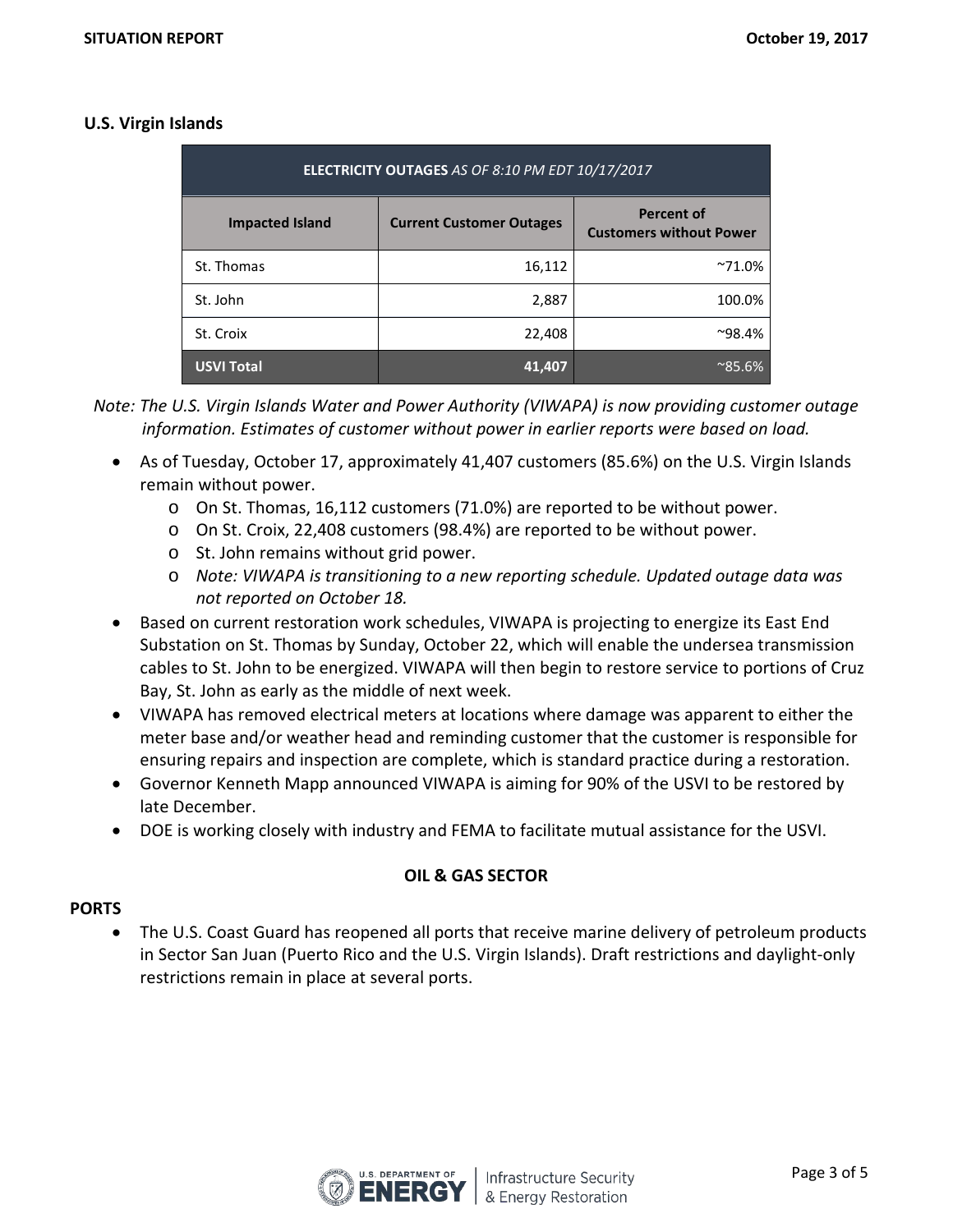### U.S. Virgin Islands

| **ELECTRICITY OUTAGES** *AS OF 8:10 PM EDT 10/17/2017* | | |
|---|---|---|
| **Impacted Island** | **Current Customer Outages** | **Percent of Customers without Power** |
| St. Thomas | 16,112 | ~71.0% |
| St. John | 2,887 | 100.0% |
| St. Croix | 22,408 | ~98.4% |
| **USVI Total** | **41,407** | ~85.6% |

*Note: The U.S. Virgin Islands Water and Power Authority (VIWAPA) is now providing customer outage information. Estimates of customer without power in earlier reports were based on load.*

- As of Tuesday, October 17, approximately 41,407 customers (85.6%) on the U.S. Virgin Islands remain without power.
  - On St. Thomas, 16,112 customers (71.0%) are reported to be without power.
  - On St. Croix, 22,408 customers (98.4%) are reported to be without power.
  - St. John remains without grid power.
  - *Note: VIWAPA is transitioning to a new reporting schedule. Updated outage data was not reported on October 18.*
- Based on current restoration work schedules, VIWAPA is projecting to energize its East End Substation on St. Thomas by Sunday, October 22, which will enable the undersea transmission cables to St. John to be energized. VIWAPA will then begin to restore service to portions of Cruz Bay, St. John as early as the middle of next week.
- VIWAPA has removed electrical meters at locations where damage was apparent to either the meter base and/or weather head and reminding customer that the customer is responsible for ensuring repairs and inspection are complete, which is standard practice during a restoration.
- Governor Kenneth Mapp announced VIWAPA is aiming for 90% of the USVI to be restored by late December.
- DOE is working closely with industry and FEMA to facilitate mutual assistance for the USVI.

## OIL & GAS SECTOR

### PORTS

- The U.S. Coast Guard has reopened all ports that receive marine delivery of petroleum products in Sector San Juan (Puerto Rico and the U.S. Virgin Islands). Draft restrictions and daylight-only restrictions remain in place at several ports.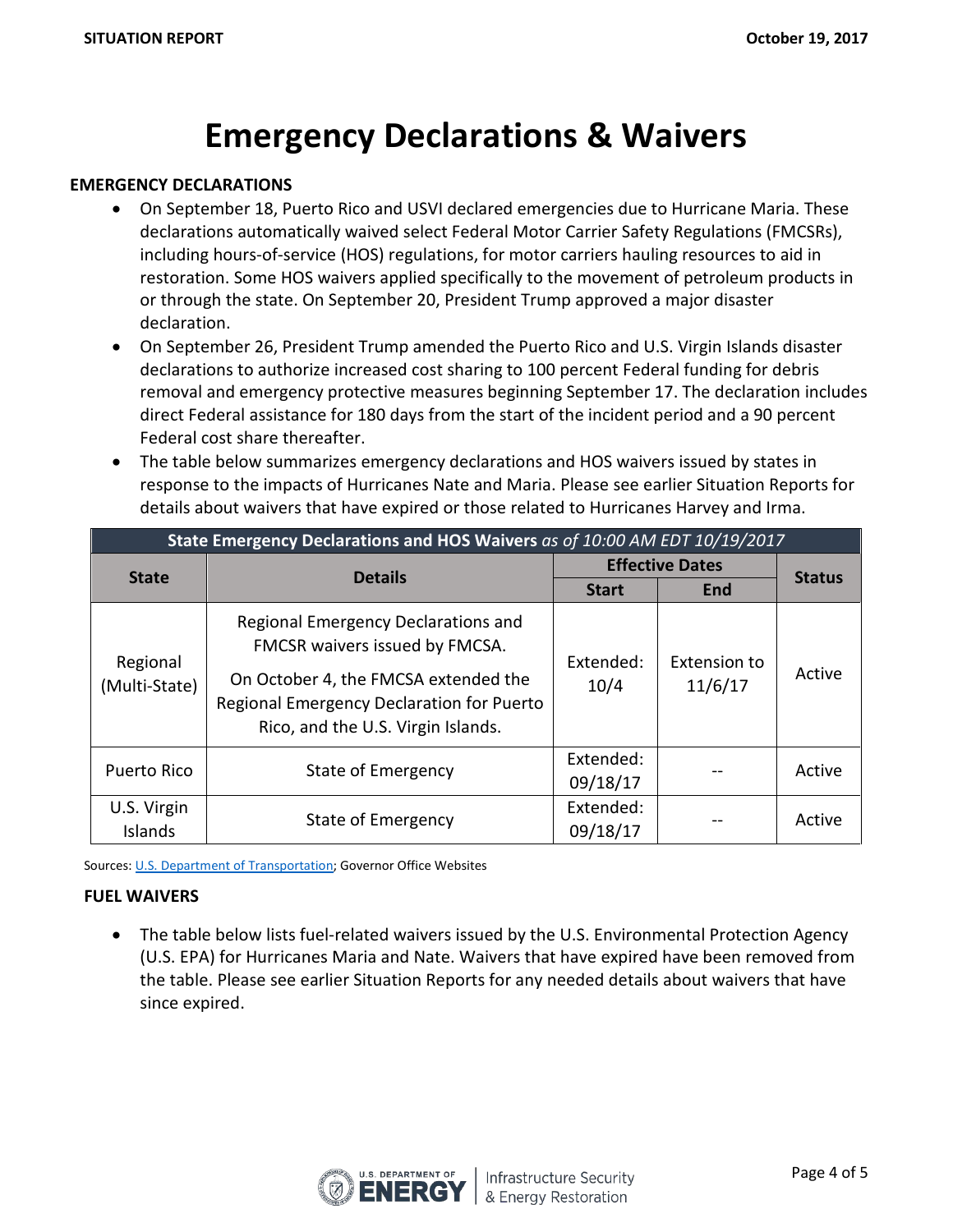# Emergency Declarations & Waivers

**EMERGENCY DECLARATIONS**

- On September 18, Puerto Rico and USVI declared emergencies due to Hurricane Maria. These declarations automatically waived select Federal Motor Carrier Safety Regulations (FMCSRs), including hours-of-service (HOS) regulations, for motor carriers hauling resources to aid in restoration. Some HOS waivers applied specifically to the movement of petroleum products in or through the state. On September 20, President Trump approved a major disaster declaration.
- On September 26, President Trump amended the Puerto Rico and U.S. Virgin Islands disaster declarations to authorize increased cost sharing to 100 percent Federal funding for debris removal and emergency protective measures beginning September 17. The declaration includes direct Federal assistance for 180 days from the start of the incident period and a 90 percent Federal cost share thereafter.
- The table below summarizes emergency declarations and HOS waivers issued by states in response to the impacts of Hurricanes Nate and Maria. Please see earlier Situation Reports for details about waivers that have expired or those related to Hurricanes Harvey and Irma.

**State Emergency Declarations and HOS Waivers** *as of 10:00 AM EDT 10/19/2017*

| State | Details | Effective Dates | | Status |
|---|---|---|---|---|
| | | Start | End | |
| Regional (Multi-State) | Regional Emergency Declarations and FMCSR waivers issued by FMCSA. On October 4, the FMCSA extended the Regional Emergency Declaration for Puerto Rico, and the U.S. Virgin Islands. | Extended: 10/4 | Extension to 11/6/17 | Active |
| Puerto Rico | State of Emergency | Extended: 09/18/17 | -- | Active |
| U.S. Virgin Islands | State of Emergency | Extended: 09/18/17 | -- | Active |

Sources: U.S. Department of Transportation; Governor Office Websites

**FUEL WAIVERS**

- The table below lists fuel-related waivers issued by the U.S. Environmental Protection Agency (U.S. EPA) for Hurricanes Maria and Nate. Waivers that have expired have been removed from the table. Please see earlier Situation Reports for any needed details about waivers that have since expired.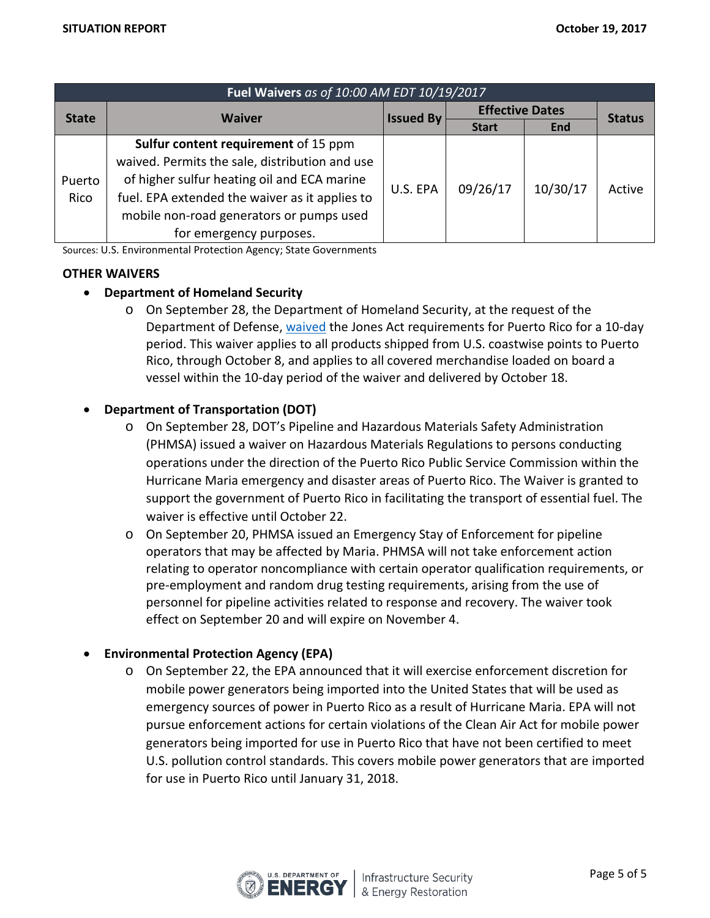| Fuel Waivers *as of 10:00 AM EDT 10/19/2017* | | | | | |
|---|---|---|---|---|---|
| **State** | **Waiver** | **Issued By** | **Effective Dates** | | **Status** |
| | | | **Start** | **End** | |
| Puerto Rico | **Sulfur content requirement** of 15 ppm waived. Permits the sale, distribution and use of higher sulfur heating oil and ECA marine fuel. EPA extended the waiver as it applies to mobile non-road generators or pumps used for emergency purposes. | U.S. EPA | 09/26/17 | 10/30/17 | Active |

Sources: U.S. Environmental Protection Agency; State Governments

**OTHER WAIVERS**

- **Department of Homeland Security**
  - On September 28, the Department of Homeland Security, at the request of the Department of Defense, waived the Jones Act requirements for Puerto Rico for a 10-day period. This waiver applies to all products shipped from U.S. coastwise points to Puerto Rico, through October 8, and applies to all covered merchandise loaded on board a vessel within the 10-day period of the waiver and delivered by October 18.

- **Department of Transportation (DOT)**
  - On September 28, DOT's Pipeline and Hazardous Materials Safety Administration (PHMSA) issued a waiver on Hazardous Materials Regulations to persons conducting operations under the direction of the Puerto Rico Public Service Commission within the Hurricane Maria emergency and disaster areas of Puerto Rico. The Waiver is granted to support the government of Puerto Rico in facilitating the transport of essential fuel. The waiver is effective until October 22.
  - On September 20, PHMSA issued an Emergency Stay of Enforcement for pipeline operators that may be affected by Maria. PHMSA will not take enforcement action relating to operator noncompliance with certain operator qualification requirements, or pre-employment and random drug testing requirements, arising from the use of personnel for pipeline activities related to response and recovery. The waiver took effect on September 20 and will expire on November 4.

- **Environmental Protection Agency (EPA)**
  - On September 22, the EPA announced that it will exercise enforcement discretion for mobile power generators being imported into the United States that will be used as emergency sources of power in Puerto Rico as a result of Hurricane Maria. EPA will not pursue enforcement actions for certain violations of the Clean Air Act for mobile power generators being imported for use in Puerto Rico that have not been certified to meet U.S. pollution control standards. This covers mobile power generators that are imported for use in Puerto Rico until January 31, 2018.